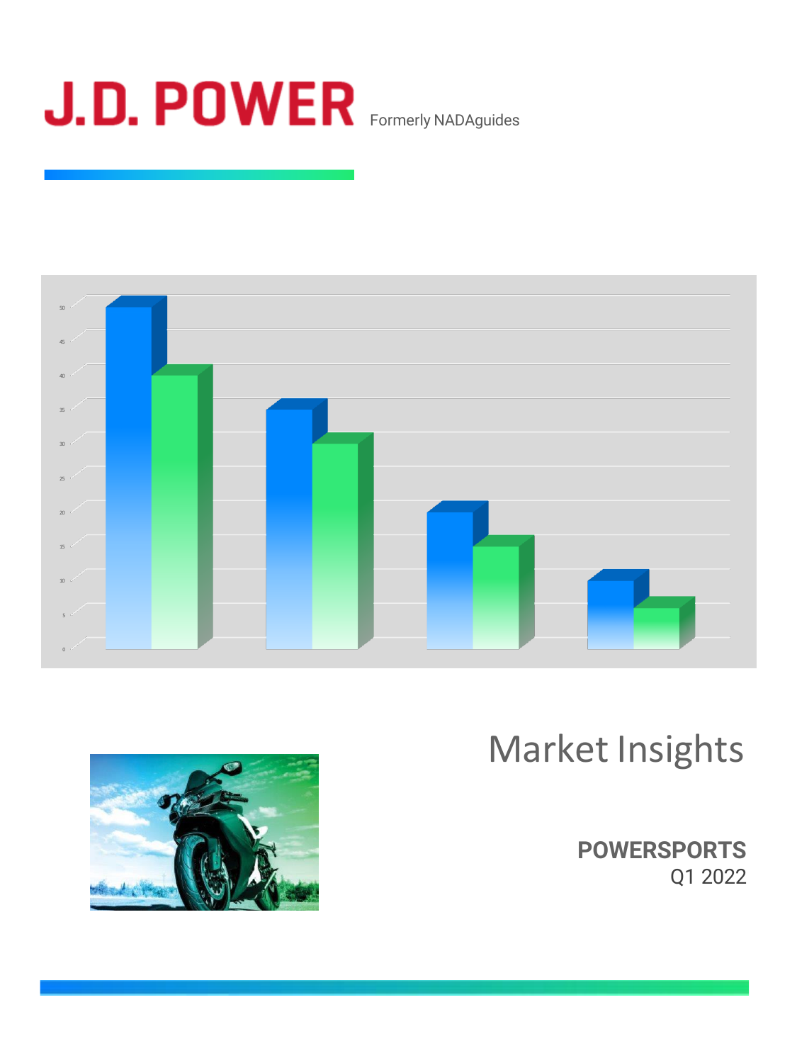# J.D. POWER

Formerly NADAguides

Market Insights

**POWERSPORTS**
Q1 2022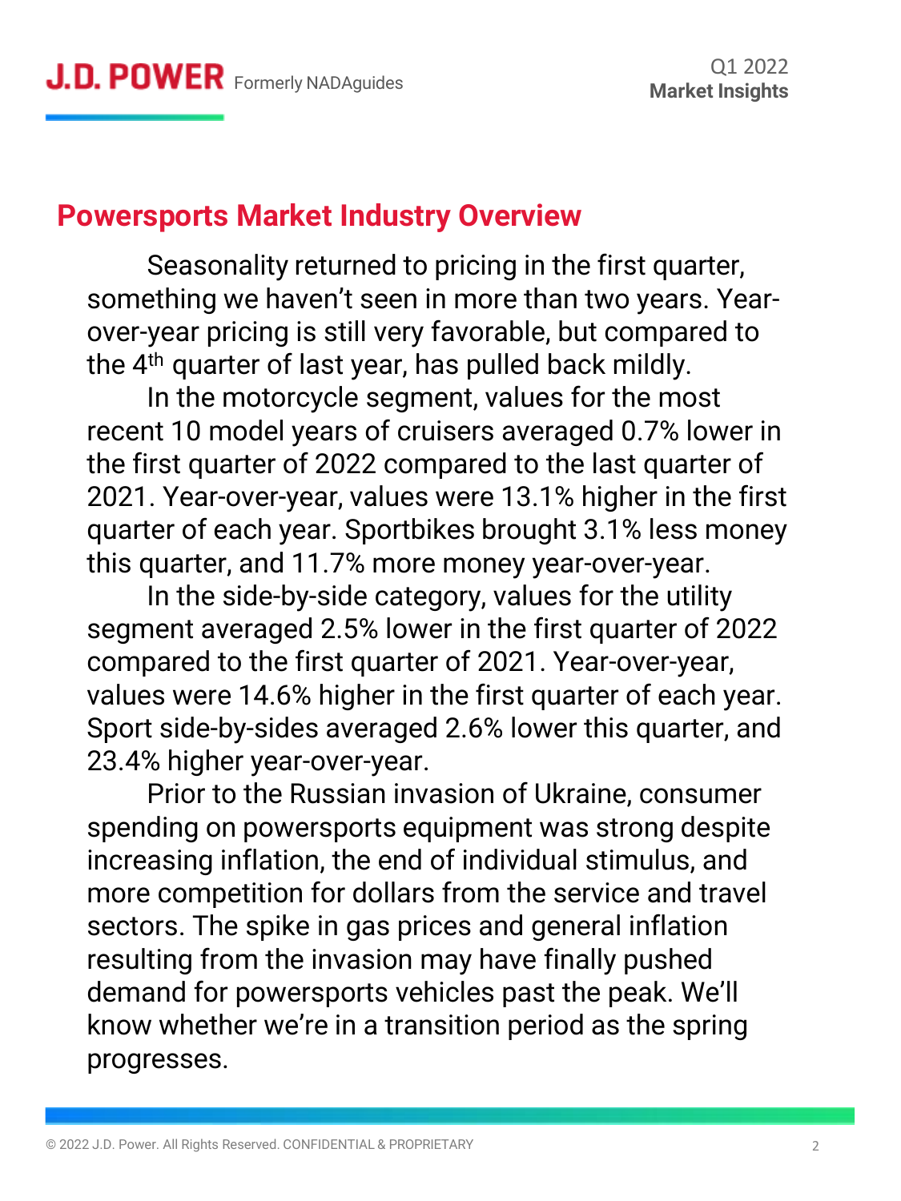## Powersports Market Industry Overview

Seasonality returned to pricing in the first quarter, something we haven't seen in more than two years. Year-over-year pricing is still very favorable, but compared to the 4th quarter of last year, has pulled back mildly.

In the motorcycle segment, values for the most recent 10 model years of cruisers averaged 0.7% lower in the first quarter of 2022 compared to the last quarter of 2021. Year-over-year, values were 13.1% higher in the first quarter of each year. Sportbikes brought 3.1% less money this quarter, and 11.7% more money year-over-year.

In the side-by-side category, values for the utility segment averaged 2.5% lower in the first quarter of 2022 compared to the first quarter of 2021. Year-over-year, values were 14.6% higher in the first quarter of each year. Sport side-by-sides averaged 2.6% lower this quarter, and 23.4% higher year-over-year.

Prior to the Russian invasion of Ukraine, consumer spending on powersports equipment was strong despite increasing inflation, the end of individual stimulus, and more competition for dollars from the service and travel sectors. The spike in gas prices and general inflation resulting from the invasion may have finally pushed demand for powersports vehicles past the peak. We'll know whether we're in a transition period as the spring progresses.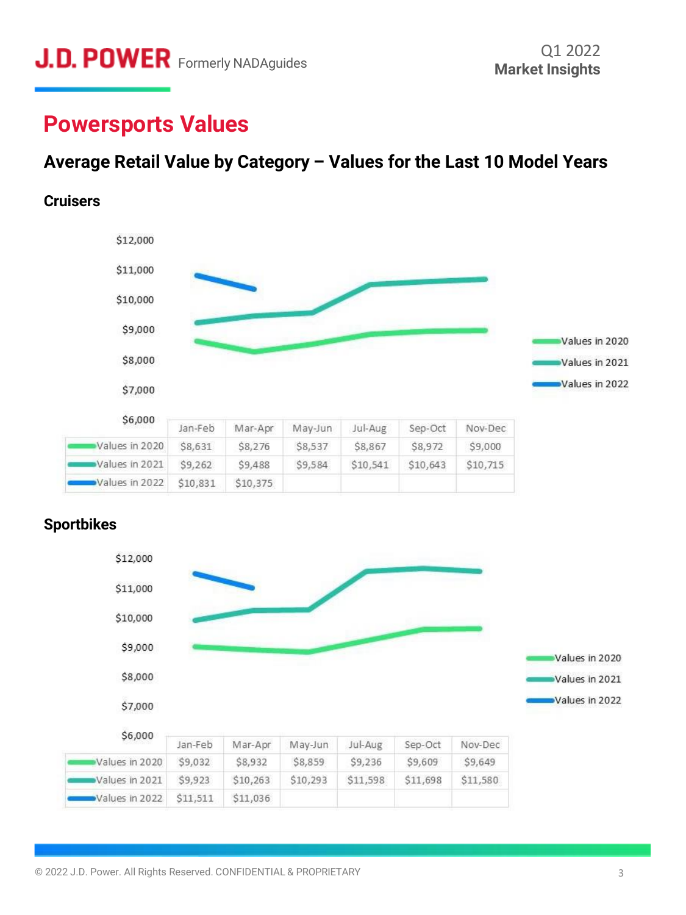# Powersports Values

## Average Retail Value by Category – Values for the Last 10 Model Years

### Cruisers

| | Jan-Feb | Mar-Apr | May-Jun | Jul-Aug | Sep-Oct | Nov-Dec |
|---|---|---|---|---|---|---|
| Values in 2020 | $8,631 | $8,276 | $8,537 | $8,867 | $8,972 | $9,000 |
| Values in 2021 | $9,262 | $9,488 | $9,584 | $10,541 | $10,643 | $10,715 |
| Values in 2022 | $10,831 | $10,375 | | | | |

### Sportbikes

| | Jan-Feb | Mar-Apr | May-Jun | Jul-Aug | Sep-Oct | Nov-Dec |
|---|---|---|---|---|---|---|
| Values in 2020 | $9,032 | $8,932 | $8,859 | $9,236 | $9,609 | $9,649 |
| Values in 2021 | $9,923 | $10,263 | $10,293 | $11,598 | $11,698 | $11,580 |
| Values in 2022 | $11,511 | $11,036 | | | | |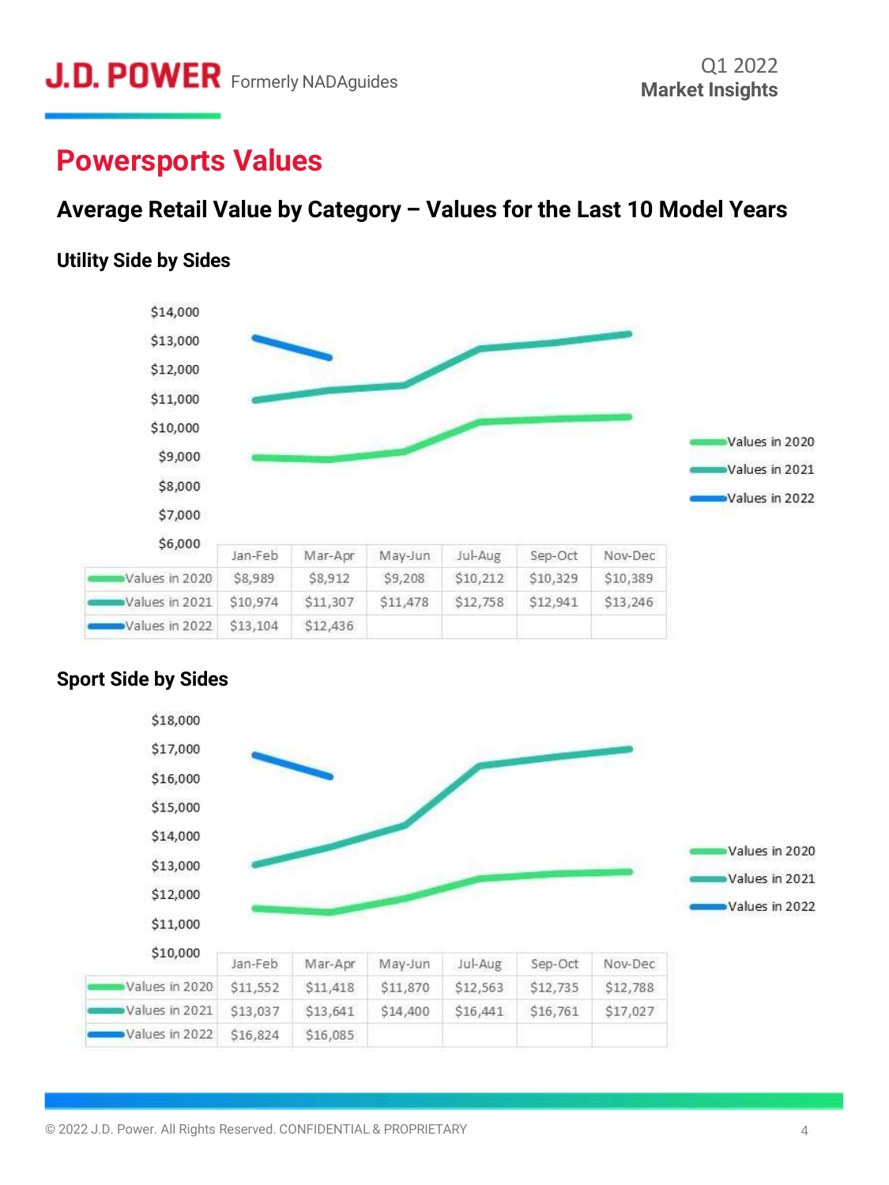# Powersports Values

## Average Retail Value by Category – Values for the Last 10 Model Years

### Utility Side by Sides

| | Jan-Feb | Mar-Apr | May-Jun | Jul-Aug | Sep-Oct | Nov-Dec |
|---|---|---|---|---|---|---|
| Values in 2020 | $8,989 | $8,912 | $9,208 | $10,212 | $10,329 | $10,389 |
| Values in 2021 | $10,974 | $11,307 | $11,478 | $12,758 | $12,941 | $13,246 |
| Values in 2022 | $13,104 | $12,436 | | | | |

### Sport Side by Sides

| | Jan-Feb | Mar-Apr | May-Jun | Jul-Aug | Sep-Oct | Nov-Dec |
|---|---|---|---|---|---|---|
| Values in 2020 | $11,552 | $11,418 | $11,870 | $12,563 | $12,735 | $12,788 |
| Values in 2021 | $13,037 | $13,641 | $14,400 | $16,441 | $16,761 | $17,027 |
| Values in 2022 | $16,824 | $16,085 | | | | |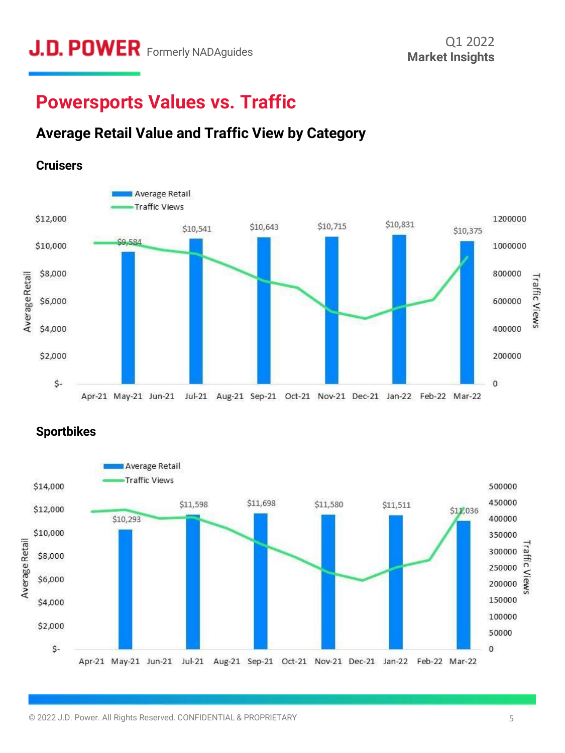# Powersports Values vs. Traffic

## Average Retail Value and Traffic View by Category

### Cruisers

| Month | Average Retail |
|---|---|
| May-21 | $9,584 |
| Jul-21 | $10,541 |
| Sep-21 | $10,643 |
| Nov-21 | $10,715 |
| Jan-22 | $10,831 |
| Mar-22 | $10,375 |

### Sportbikes

| Month | Average Retail |
|---|---|
| May-21 | $10,293 |
| Jul-21 | $11,598 |
| Sep-21 | $11,698 |
| Nov-21 | $11,580 |
| Jan-22 | $11,511 |
| Mar-22 | $11,036 |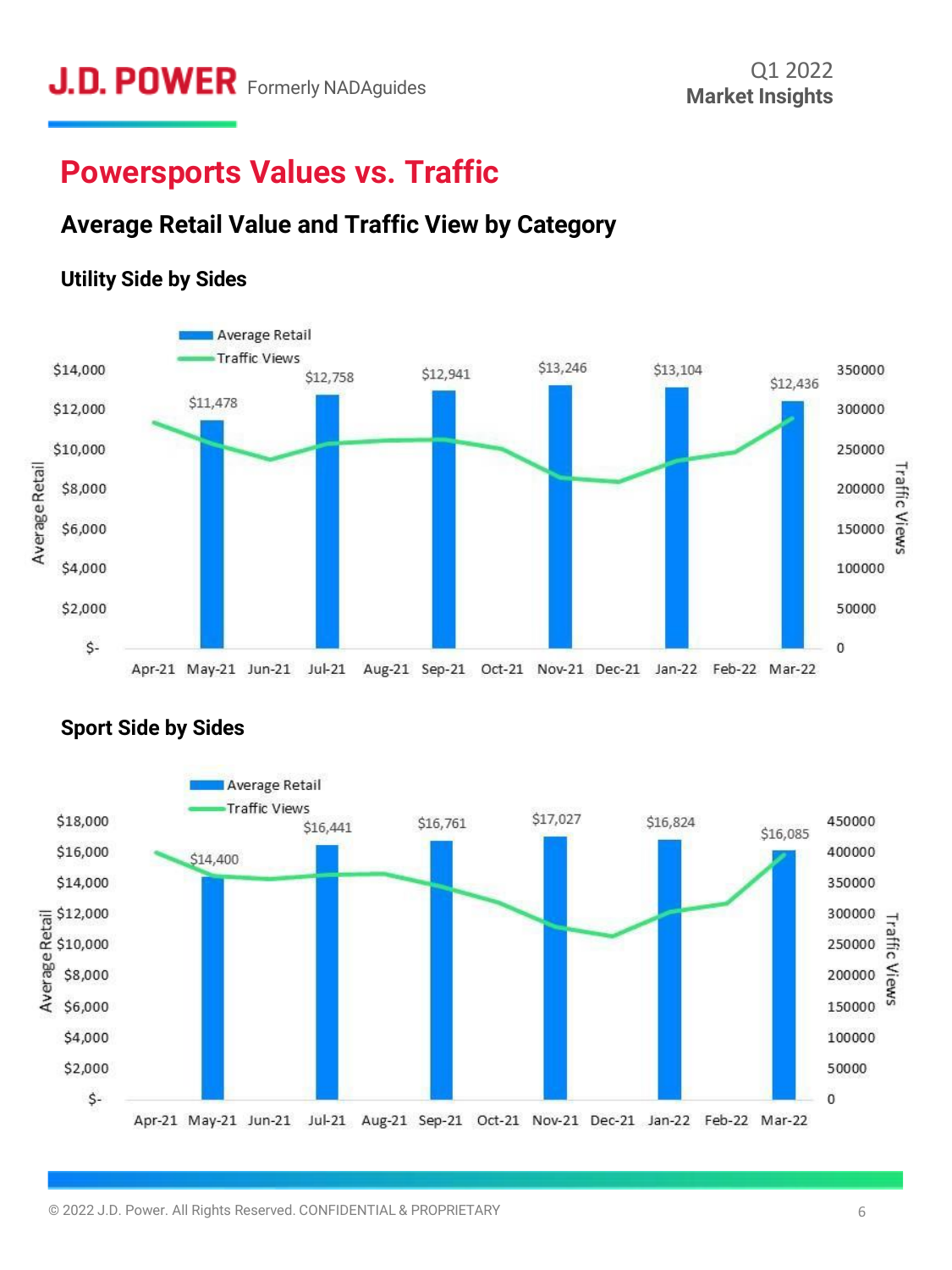# Powersports Values vs. Traffic

## Average Retail Value and Traffic View by Category

### Utility Side by Sides

| Month | Average Retail |
|---|---|
| May-21 | $11,478 |
| Jul-21 | $12,758 |
| Sep-21 | $12,941 |
| Nov-21 | $13,246 |
| Jan-22 | $13,104 |
| Mar-22 | $12,436 |

### Sport Side by Sides

| Month | Average Retail |
|---|---|
| May-21 | $14,400 |
| Jul-21 | $16,441 |
| Sep-21 | $16,761 |
| Nov-21 | $17,027 |
| Jan-22 | $16,824 |
| Mar-22 | $16,085 |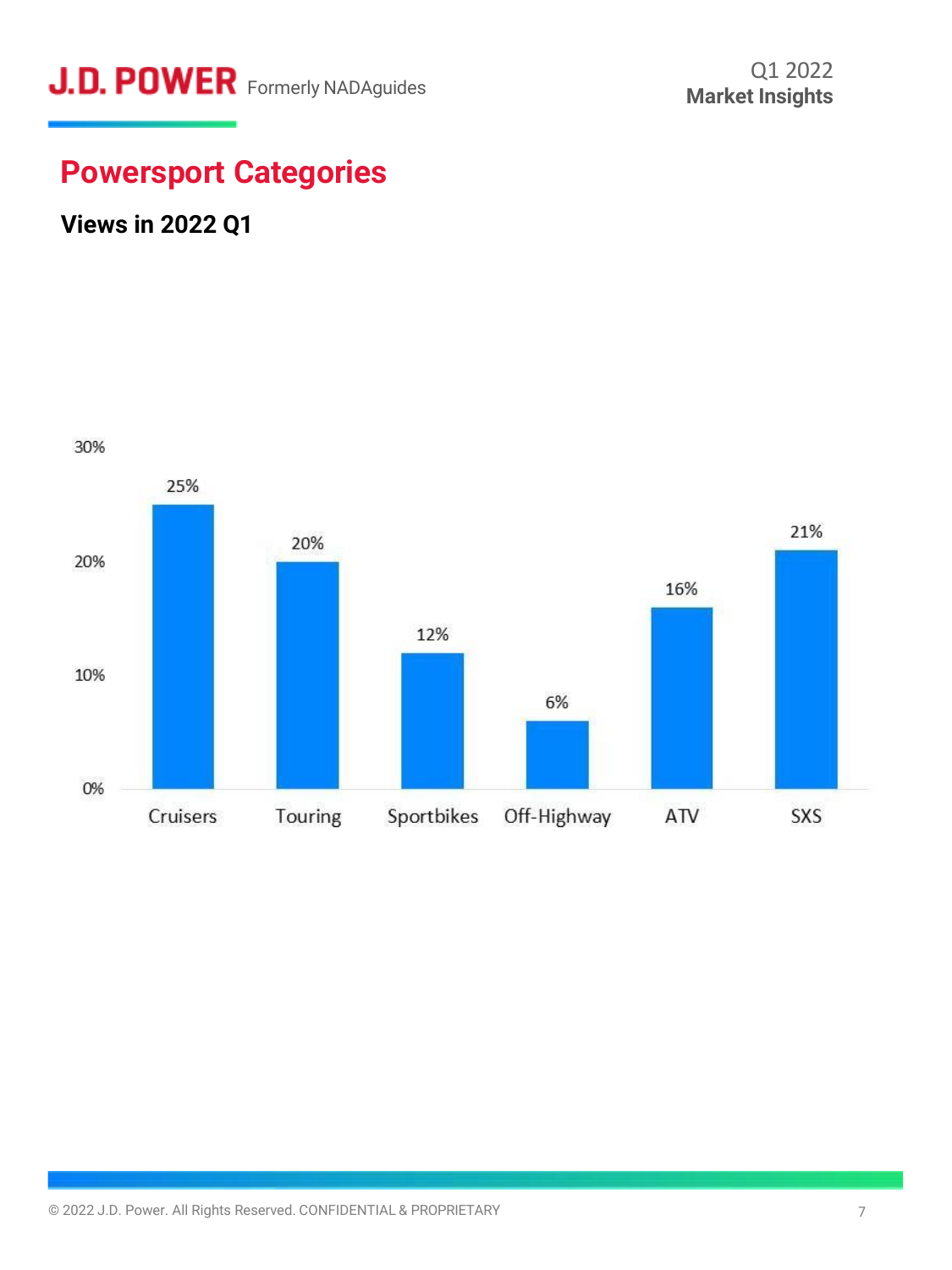## Powersport Categories

### Views in 2022 Q1

| Category | Views |
|---|---|
| Cruisers | 25% |
| Touring | 20% |
| Sportbikes | 12% |
| Off-Highway | 6% |
| ATV | 16% |
| SXS | 21% |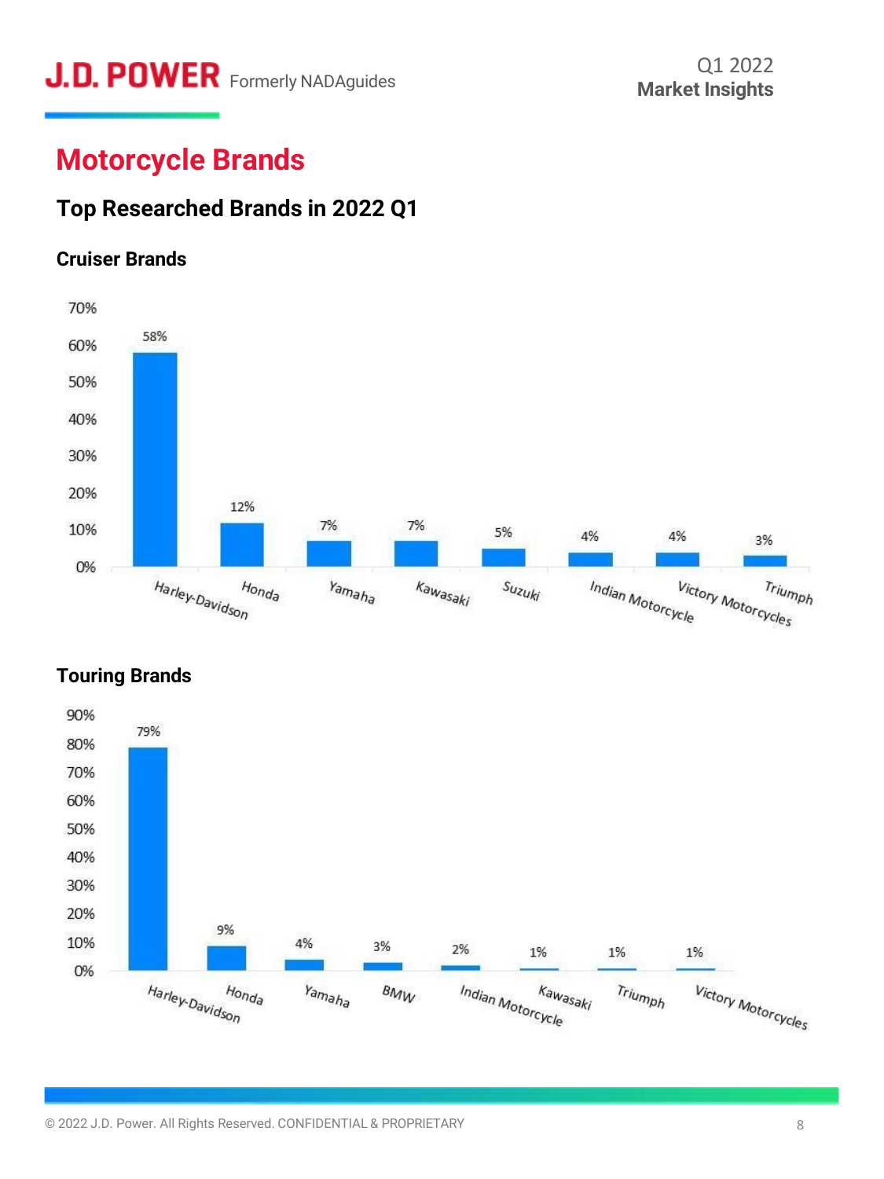# Motorcycle Brands

## Top Researched Brands in 2022 Q1

### Cruiser Brands

| Brand | Share |
|---|---|
| Harley-Davidson | 58% |
| Honda | 12% |
| Yamaha | 7% |
| Kawasaki | 7% |
| Suzuki | 5% |
| Indian Motorcycle | 4% |
| Victory Motorcycles | 4% |
| Triumph | 3% |

### Touring Brands

| Brand | Share |
|---|---|
| Harley-Davidson | 79% |
| Honda | 9% |
| Yamaha | 4% |
| BMW | 3% |
| Indian Motorcycle | 2% |
| Kawasaki | 1% |
| Triumph | 1% |
| Victory Motorcycles | 1% |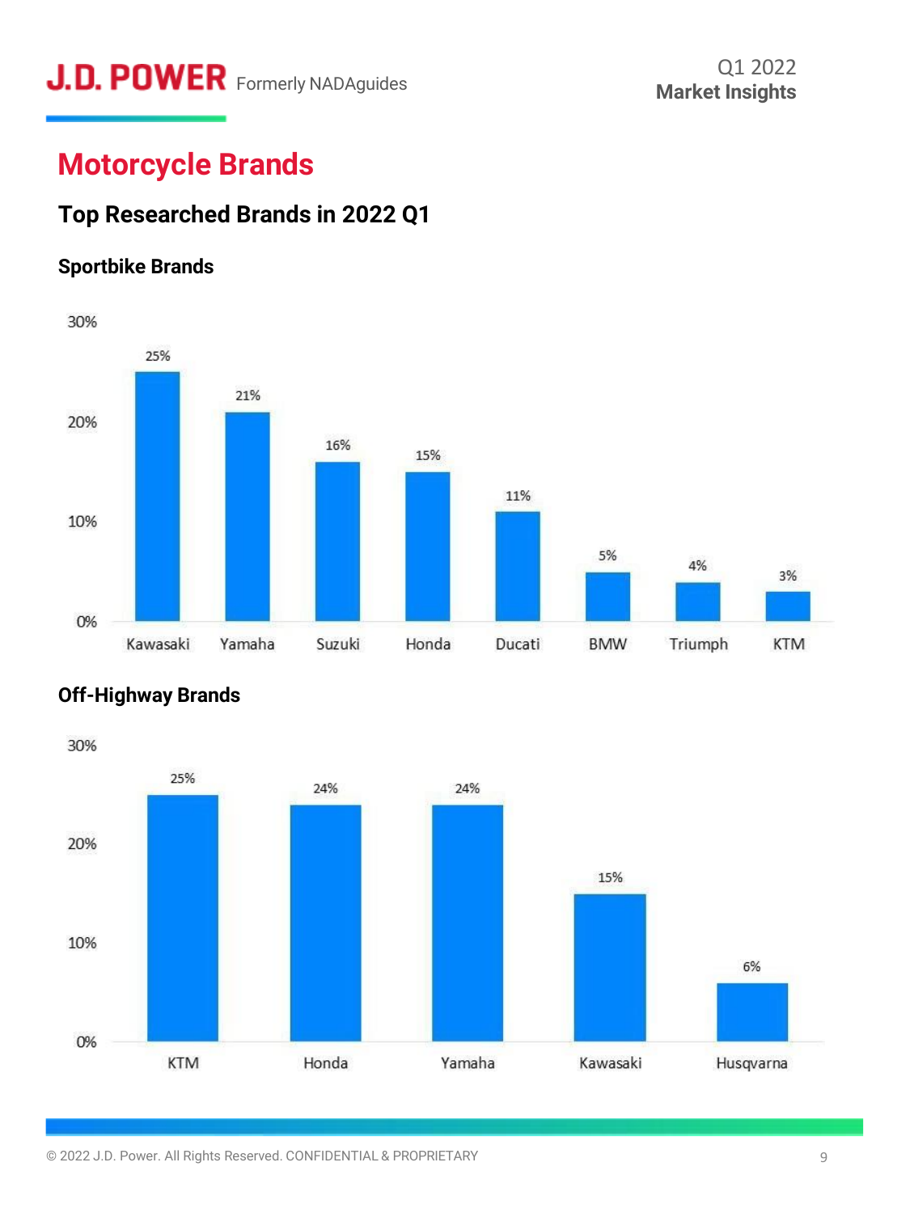# Motorcycle Brands

## Top Researched Brands in 2022 Q1

### Sportbike Brands

| Brand | Share |
|---|---|
| Kawasaki | 25% |
| Yamaha | 21% |
| Suzuki | 16% |
| Honda | 15% |
| Ducati | 11% |
| BMW | 5% |
| Triumph | 4% |
| KTM | 3% |

### Off-Highway Brands

| Brand | Share |
|---|---|
| KTM | 25% |
| Honda | 24% |
| Yamaha | 24% |
| Kawasaki | 15% |
| Husqvarna | 6% |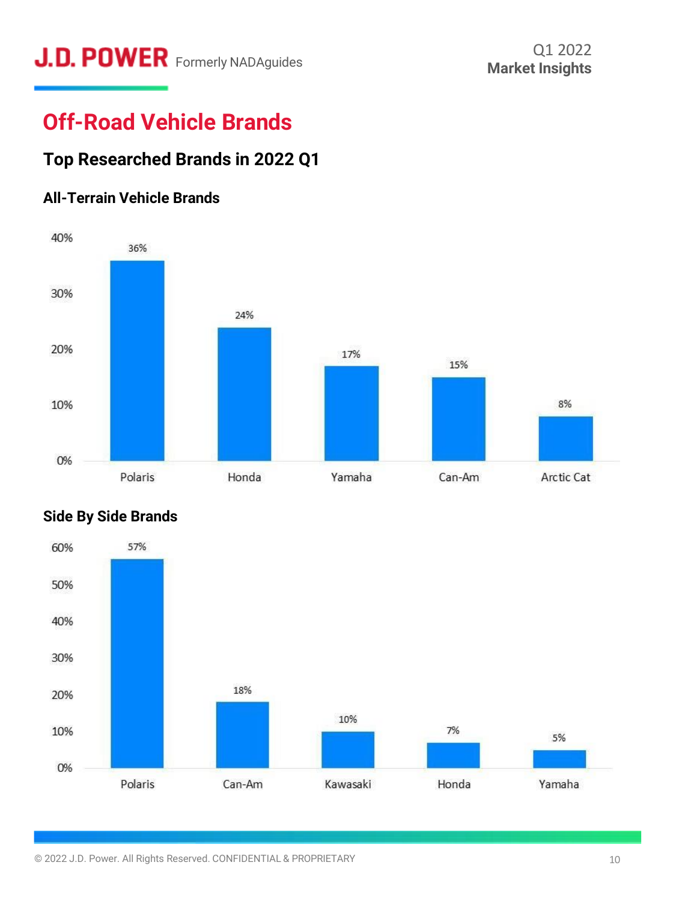# Off-Road Vehicle Brands

## Top Researched Brands in 2022 Q1

### All-Terrain Vehicle Brands

| Brand | Share |
| --- | --- |
| Polaris | 36% |
| Honda | 24% |
| Yamaha | 17% |
| Can-Am | 15% |
| Arctic Cat | 8% |

### Side By Side Brands

| Brand | Share |
| --- | --- |
| Polaris | 57% |
| Can-Am | 18% |
| Kawasaki | 10% |
| Honda | 7% |
| Yamaha | 5% |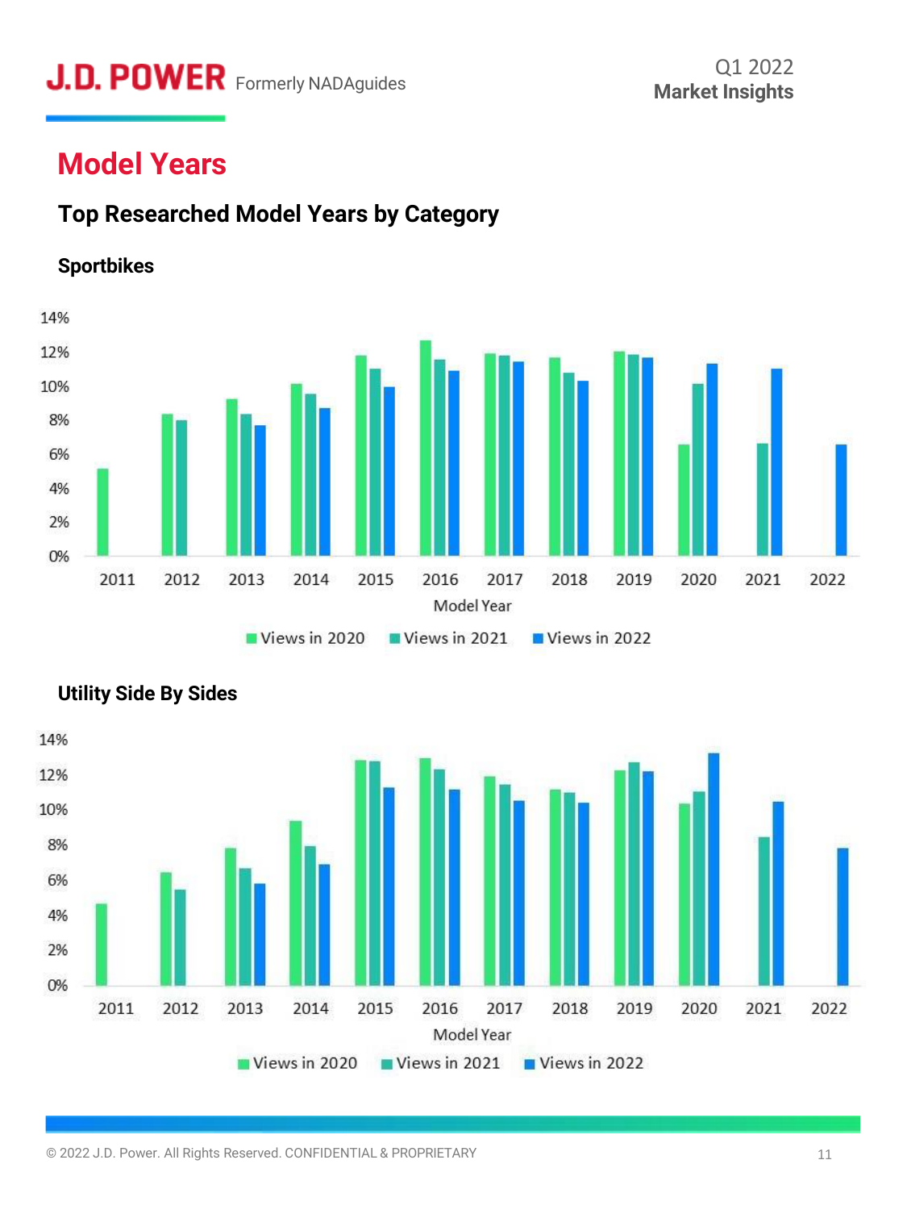# Model Years

## Top Researched Model Years by Category

### Sportbikes

### Utility Side By Sides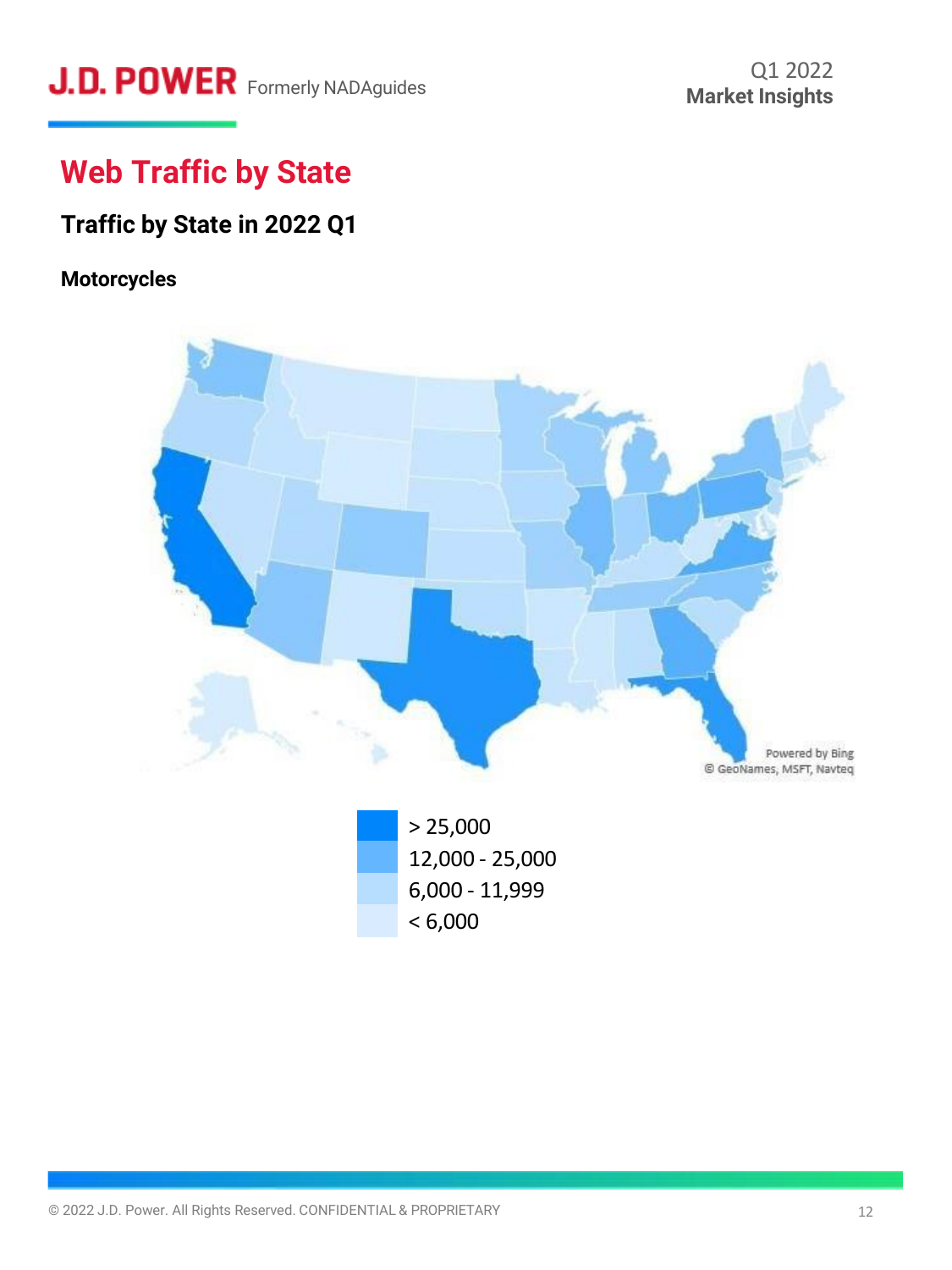# Web Traffic by State

## Traffic by State in 2022 Q1

### Motorcycles

Powered by Bing
© GeoNames, MSFT, Navteq

- > 25,000
- 12,000 - 25,000
- 6,000 - 11,999
- < 6,000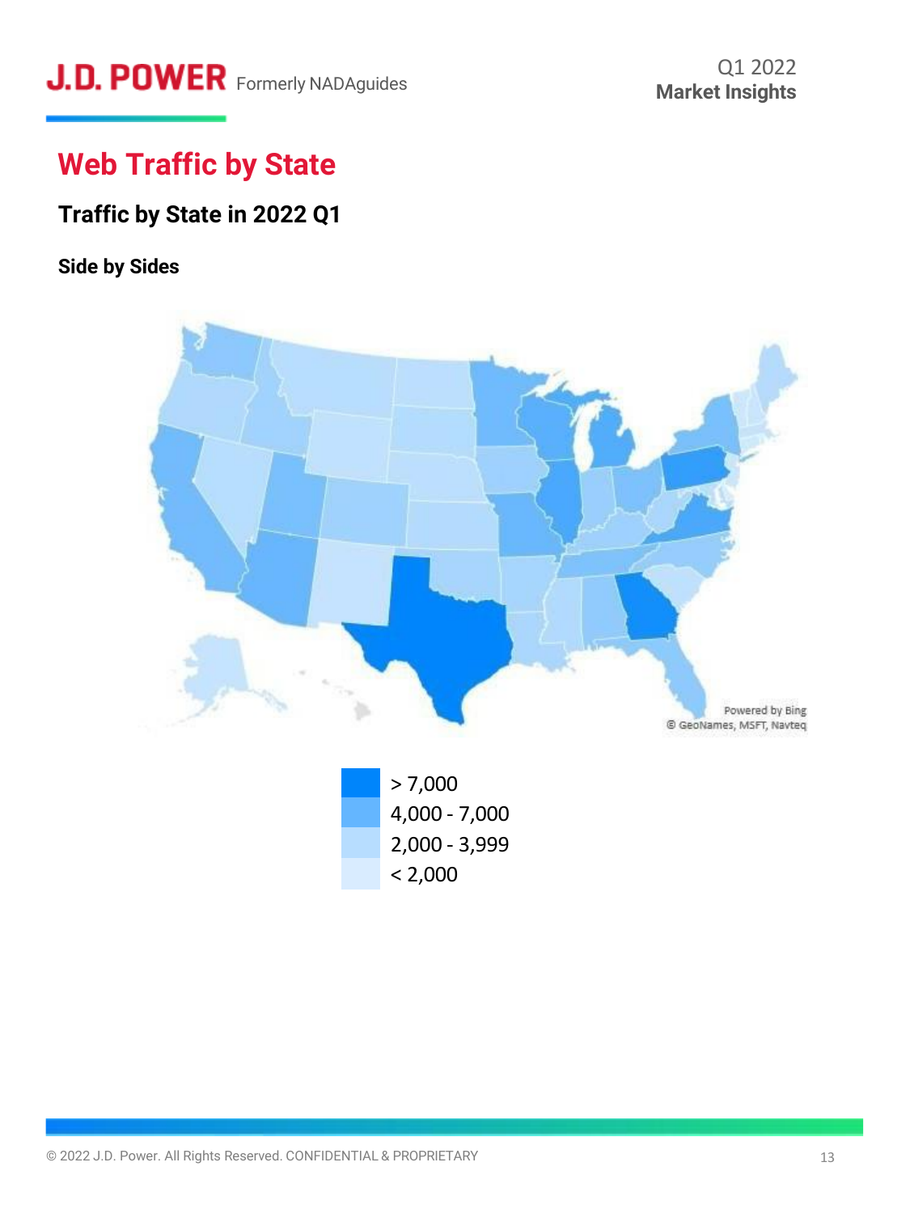# Web Traffic by State

## Traffic by State in 2022 Q1

### Side by Sides

Powered by Bing
© GeoNames, MSFT, Navteq

- > 7,000
- 4,000 - 7,000
- 2,000 - 3,999
- < 2,000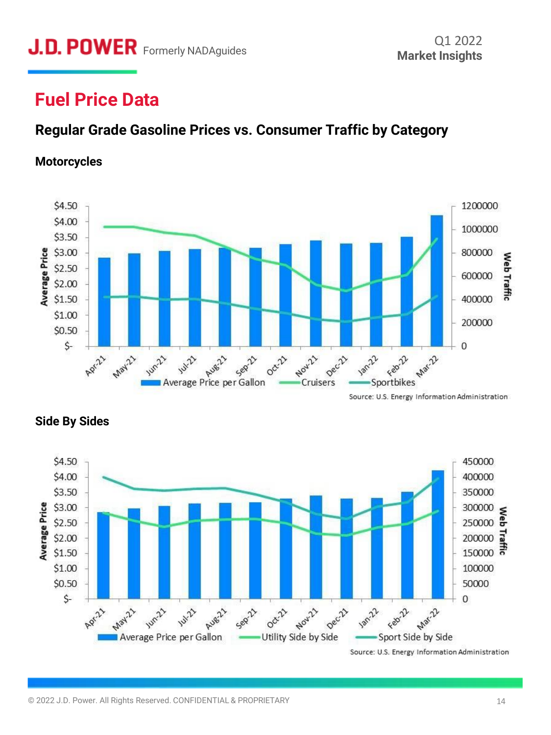# Fuel Price Data

## Regular Grade Gasoline Prices vs. Consumer Traffic by Category

### Motorcycles

Average Price | Web Traffic

Apr-21, May-21, Jun-21, Jul-21, Aug-21, Sep-21, Oct-21, Nov-21, Dec-21, Jan-22, Feb-22, Mar-22

Average Price per Gallon | Cruisers | Sportbikes

Source: U.S. Energy Information Administration

### Side By Sides

Average Price | Web Traffic

Apr-21, May-21, Jun-21, Jul-21, Aug-21, Sep-21, Oct-21, Nov-21, Dec-21, Jan-22, Feb-22, Mar-22

Average Price per Gallon | Utility Side by Side | Sport Side by Side

Source: U.S. Energy Information Administration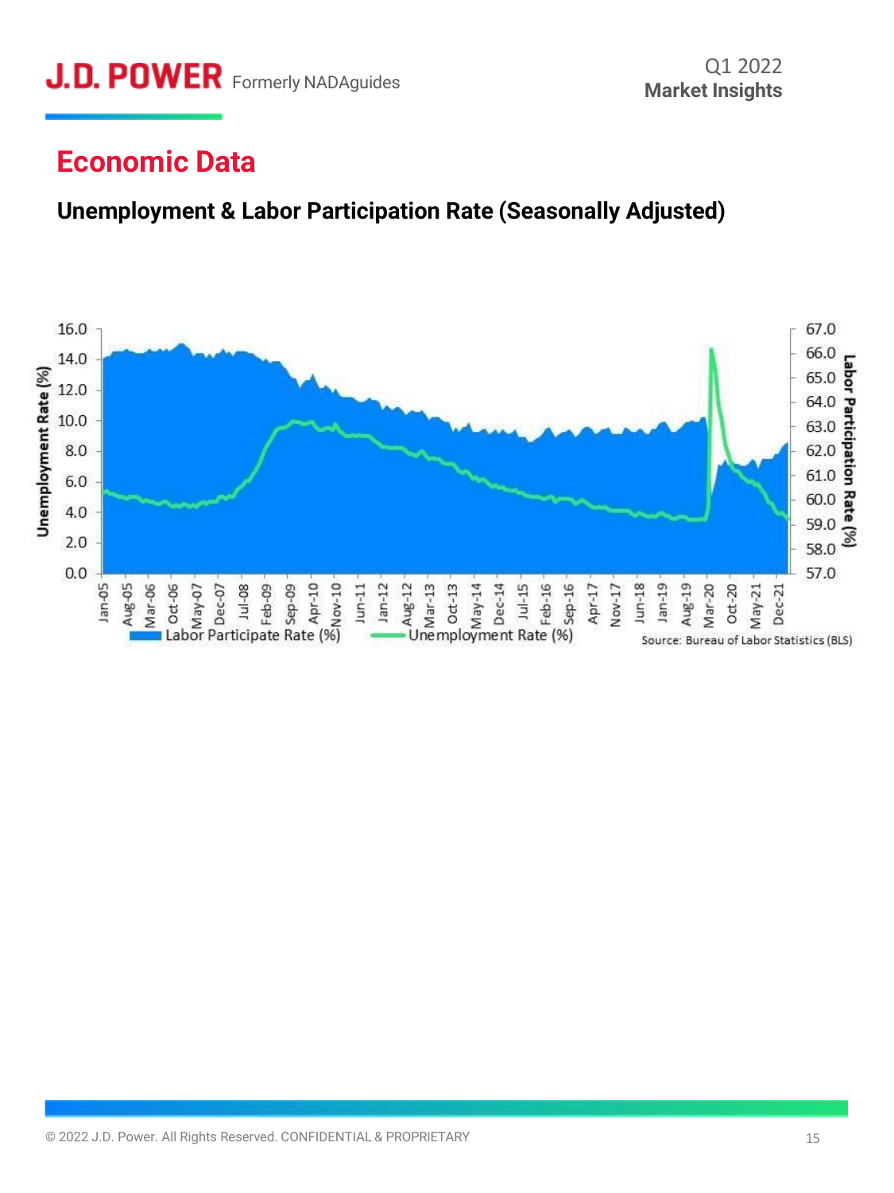# Economic Data

## Unemployment & Labor Participation Rate (Seasonally Adjusted)

Unemployment Rate (%)

16.0
14.0
12.0
10.0
8.0
6.0
4.0
2.0
0.0

Labor Participation Rate (%)

67.0
66.0
65.0
64.0
63.0
62.0
61.0
60.0
59.0
58.0
57.0

Jan-05, Aug-05, Mar-06, Oct-06, May-07, Dec-07, Jul-08, Feb-09, Sep-09, Apr-10, Nov-10, Jun-11, Jan-12, Aug-12, Mar-13, Oct-13, May-14, Dec-14, Jul-15, Feb-16, Sep-16, Apr-17, Nov-17, Jun-18, Jan-19, Aug-19, Mar-20, Oct-20, May-21, Dec-21

Labor Participate Rate (%) — Unemployment Rate (%)

Source: Bureau of Labor Statistics (BLS)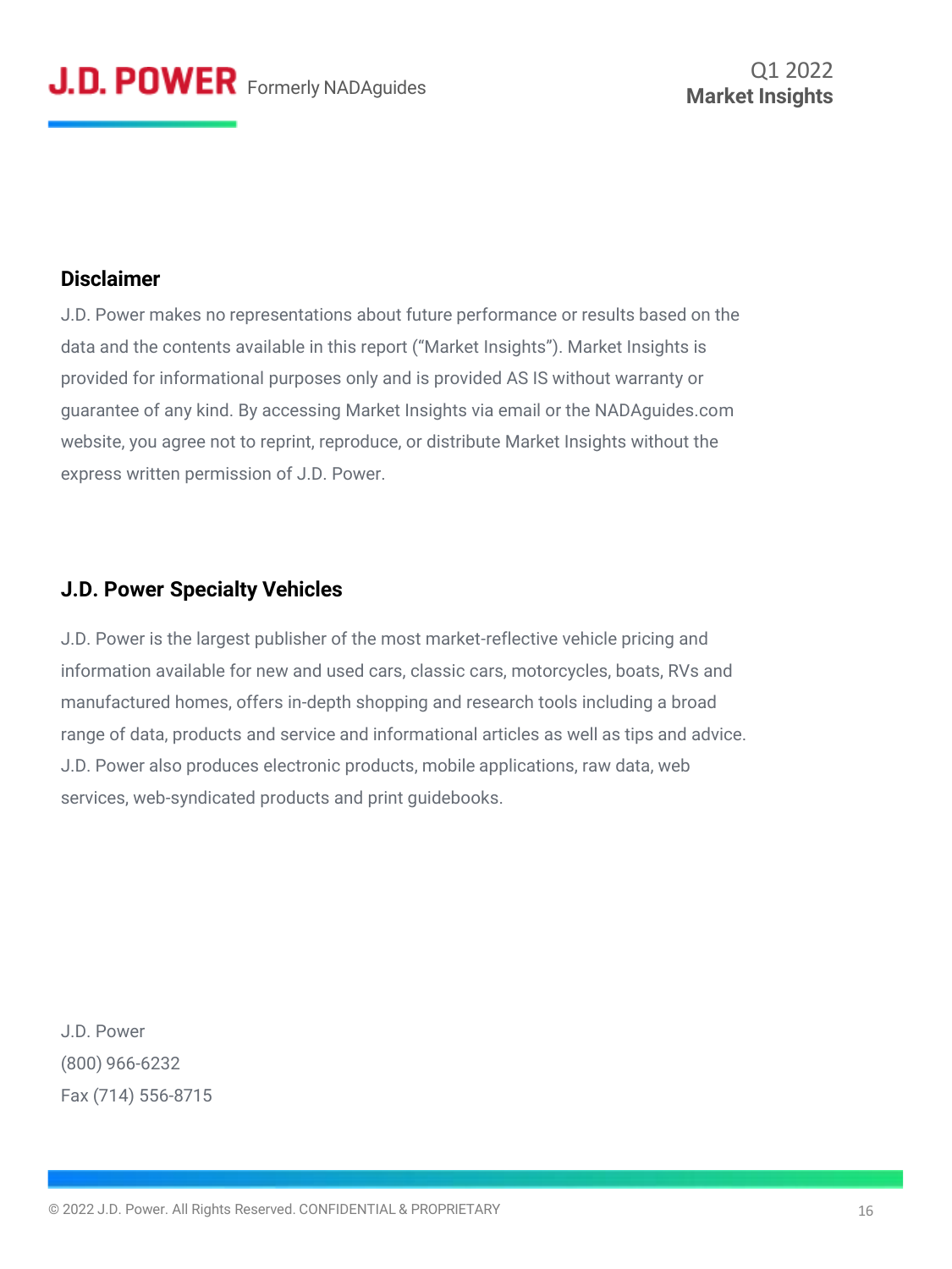## Disclaimer

J.D. Power makes no representations about future performance or results based on the data and the contents available in this report ("Market Insights"). Market Insights is provided for informational purposes only and is provided AS IS without warranty or guarantee of any kind. By accessing Market Insights via email or the NADAguides.com website, you agree not to reprint, reproduce, or distribute Market Insights without the express written permission of J.D. Power.

## J.D. Power Specialty Vehicles

J.D. Power is the largest publisher of the most market-reflective vehicle pricing and information available for new and used cars, classic cars, motorcycles, boats, RVs and manufactured homes, offers in-depth shopping and research tools including a broad range of data, products and service and informational articles as well as tips and advice. J.D. Power also produces electronic products, mobile applications, raw data, web services, web-syndicated products and print guidebooks.

J.D. Power
(800) 966-6232
Fax (714) 556-8715